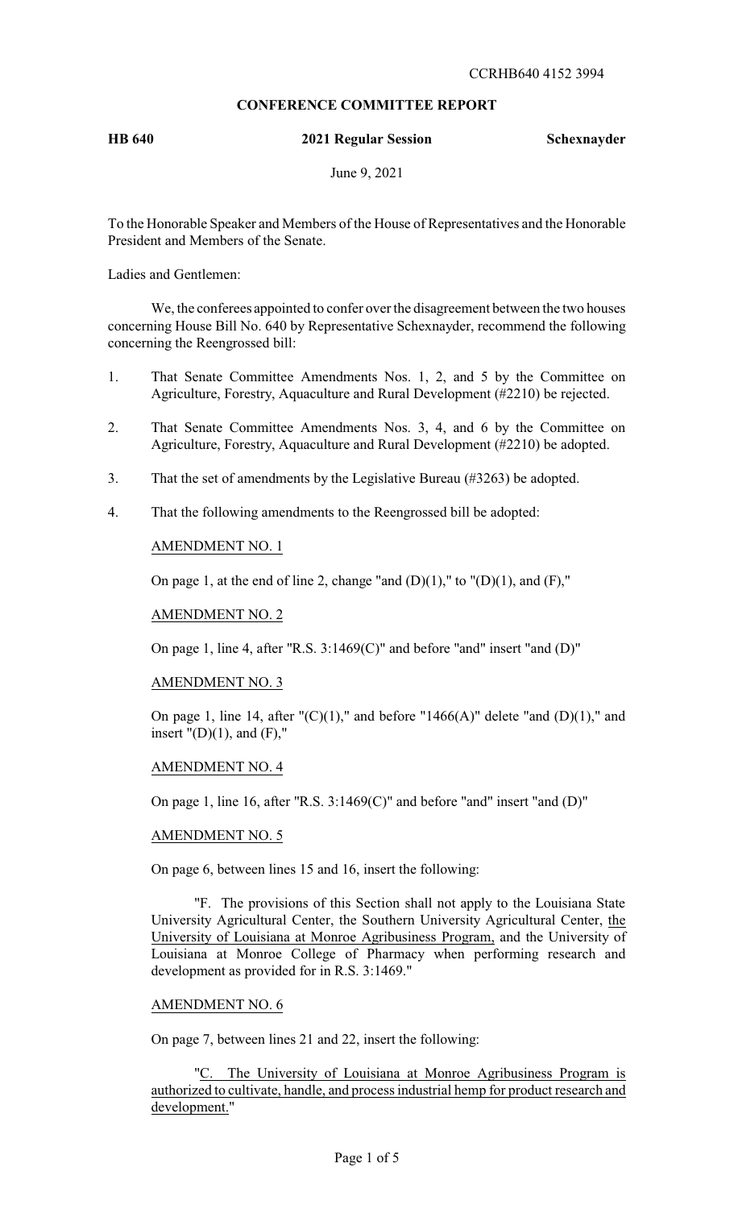CCRHB640 4152 3994

**CONFERENCE COMMITTEE REPORT**

**HB 640** **2021 Regular Session** **Schexnayder**

June 9, 2021

To the Honorable Speaker and Members of the House of Representatives and the Honorable President and Members of the Senate.

Ladies and Gentlemen:

We, the conferees appointed to confer over the disagreement between the two houses concerning House Bill No. 640 by Representative Schexnayder, recommend the following concerning the Reengrossed bill:

1. That Senate Committee Amendments Nos. 1, 2, and 5 by the Committee on Agriculture, Forestry, Aquaculture and Rural Development (#2210) be rejected.
2. That Senate Committee Amendments Nos. 3, 4, and 6 by the Committee on Agriculture, Forestry, Aquaculture and Rural Development (#2210) be adopted.
3. That the set of amendments by the Legislative Bureau (#3263) be adopted.
4. That the following amendments to the Reengrossed bill be adopted:

AMENDMENT NO. 1

On page 1, at the end of line 2, change "and (D)(1)," to "(D)(1), and (F),"

AMENDMENT NO. 2

On page 1, line 4, after "R.S. 3:1469(C)" and before "and" insert "and (D)"

AMENDMENT NO. 3

On page 1, line 14, after "(C)(1)," and before "1466(A)" delete "and (D)(1)," and insert "(D)(1), and (F),"

AMENDMENT NO. 4

On page 1, line 16, after "R.S. 3:1469(C)" and before "and" insert "and (D)"

AMENDMENT NO. 5

On page 6, between lines 15 and 16, insert the following:

"F. The provisions of this Section shall not apply to the Louisiana State University Agricultural Center, the Southern University Agricultural Center, the University of Louisiana at Monroe Agribusiness Program, and the University of Louisiana at Monroe College of Pharmacy when performing research and development as provided for in R.S. 3:1469."

AMENDMENT NO. 6

On page 7, between lines 21 and 22, insert the following:

"C. The University of Louisiana at Monroe Agribusiness Program is authorized to cultivate, handle, and process industrial hemp for product research and development."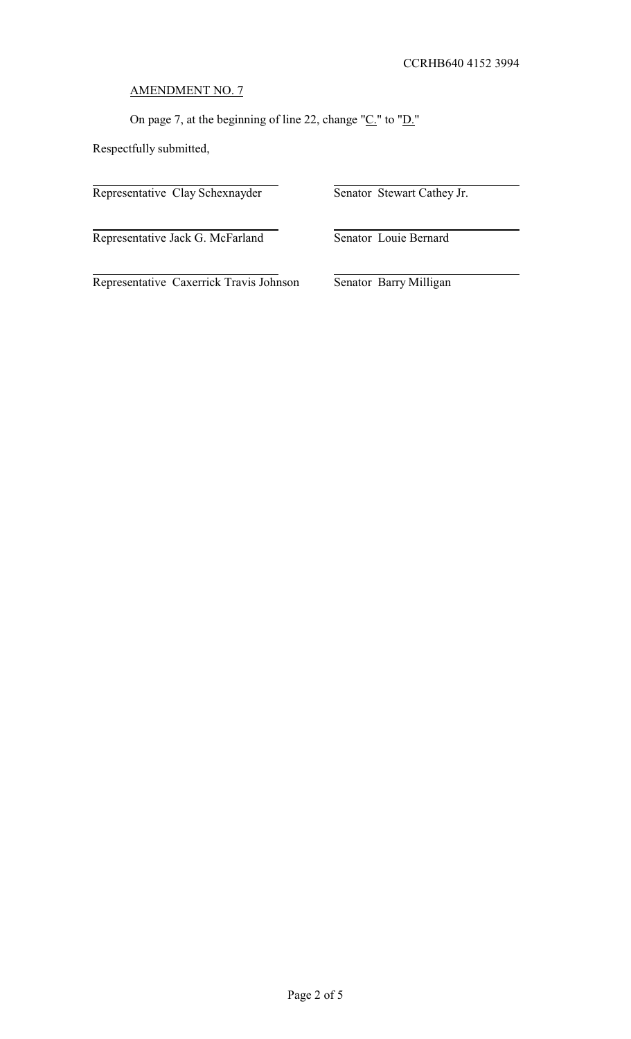CCRHB640 4152 3994

AMENDMENT NO. 7

On page 7, at the beginning of line 22, change "C." to "D."

Respectfully submitted,

| | |
|---|---|
| Representative Clay Schexnayder | Senator Stewart Cathey Jr. |
| Representative Jack G. McFarland | Senator Louie Bernard |
| Representative Caxerrick Travis Johnson | Senator Barry Milligan |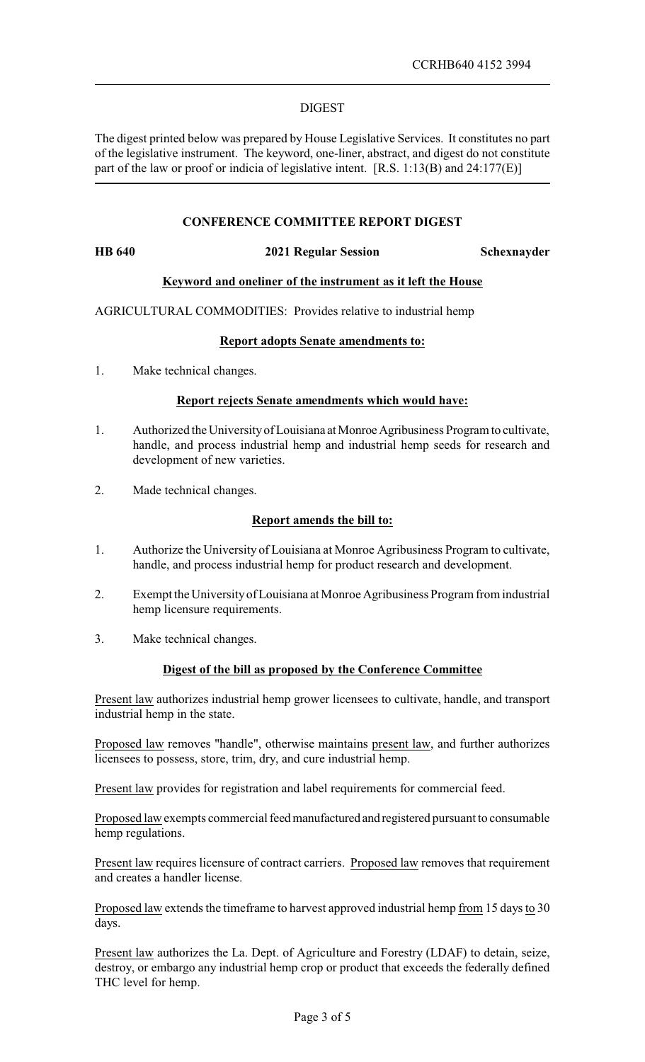CCRHB640 4152 3994

DIGEST

The digest printed below was prepared by House Legislative Services. It constitutes no part of the legislative instrument. The keyword, one-liner, abstract, and digest do not constitute part of the law or proof or indicia of legislative intent. [R.S. 1:13(B) and 24:177(E)]

## CONFERENCE COMMITTEE REPORT DIGEST

**HB 640** **2021 Regular Session** **Schexnayder**

**Keyword and oneliner of the instrument as it left the House**

AGRICULTURAL COMMODITIES: Provides relative to industrial hemp

**Report adopts Senate amendments to:**

1. Make technical changes.

**Report rejects Senate amendments which would have:**

1. Authorized the University of Louisiana at Monroe Agribusiness Program to cultivate, handle, and process industrial hemp and industrial hemp seeds for research and development of new varieties.
2. Made technical changes.

**Report amends the bill to:**

1. Authorize the University of Louisiana at Monroe Agribusiness Program to cultivate, handle, and process industrial hemp for product research and development.
2. Exempt the University of Louisiana at Monroe Agribusiness Program from industrial hemp licensure requirements.
3. Make technical changes.

**Digest of the bill as proposed by the Conference Committee**

Present law authorizes industrial hemp grower licensees to cultivate, handle, and transport industrial hemp in the state.

Proposed law removes "handle", otherwise maintains present law, and further authorizes licensees to possess, store, trim, dry, and cure industrial hemp.

Present law provides for registration and label requirements for commercial feed.

Proposed law exempts commercial feed manufactured and registered pursuant to consumable hemp regulations.

Present law requires licensure of contract carriers. Proposed law removes that requirement and creates a handler license.

Proposed law extends the timeframe to harvest approved industrial hemp from 15 days to 30 days.

Present law authorizes the La. Dept. of Agriculture and Forestry (LDAF) to detain, seize, destroy, or embargo any industrial hemp crop or product that exceeds the federally defined THC level for hemp.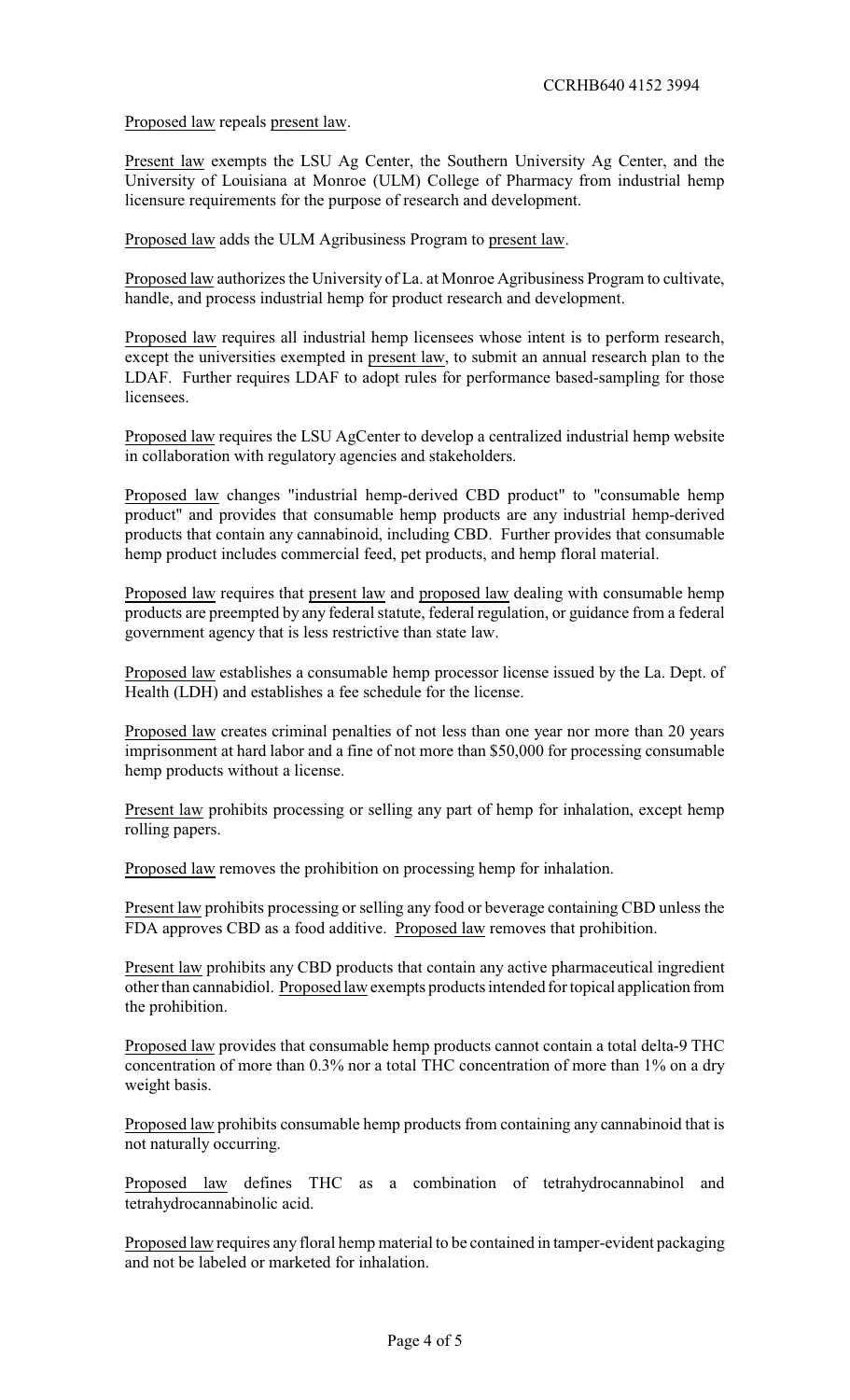Proposed law repeals present law.

Present law exempts the LSU Ag Center, the Southern University Ag Center, and the University of Louisiana at Monroe (ULM) College of Pharmacy from industrial hemp licensure requirements for the purpose of research and development.

Proposed law adds the ULM Agribusiness Program to present law.

Proposed law authorizes the University of La. at Monroe Agribusiness Program to cultivate, handle, and process industrial hemp for product research and development.

Proposed law requires all industrial hemp licensees whose intent is to perform research, except the universities exempted in present law, to submit an annual research plan to the LDAF. Further requires LDAF to adopt rules for performance based-sampling for those licensees.

Proposed law requires the LSU AgCenter to develop a centralized industrial hemp website in collaboration with regulatory agencies and stakeholders.

Proposed law changes "industrial hemp-derived CBD product" to "consumable hemp product" and provides that consumable hemp products are any industrial hemp-derived products that contain any cannabinoid, including CBD. Further provides that consumable hemp product includes commercial feed, pet products, and hemp floral material.

Proposed law requires that present law and proposed law dealing with consumable hemp products are preempted by any federal statute, federal regulation, or guidance from a federal government agency that is less restrictive than state law.

Proposed law establishes a consumable hemp processor license issued by the La. Dept. of Health (LDH) and establishes a fee schedule for the license.

Proposed law creates criminal penalties of not less than one year nor more than 20 years imprisonment at hard labor and a fine of not more than $50,000 for processing consumable hemp products without a license.

Present law prohibits processing or selling any part of hemp for inhalation, except hemp rolling papers.

Proposed law removes the prohibition on processing hemp for inhalation.

Present law prohibits processing or selling any food or beverage containing CBD unless the FDA approves CBD as a food additive. Proposed law removes that prohibition.

Present law prohibits any CBD products that contain any active pharmaceutical ingredient other than cannabidiol. Proposed law exempts products intended for topical application from the prohibition.

Proposed law provides that consumable hemp products cannot contain a total delta-9 THC concentration of more than 0.3% nor a total THC concentration of more than 1% on a dry weight basis.

Proposed law prohibits consumable hemp products from containing any cannabinoid that is not naturally occurring.

Proposed law defines THC as a combination of tetrahydrocannabinol and tetrahydrocannabinolic acid.

Proposed law requires any floral hemp material to be contained in tamper-evident packaging and not be labeled or marketed for inhalation.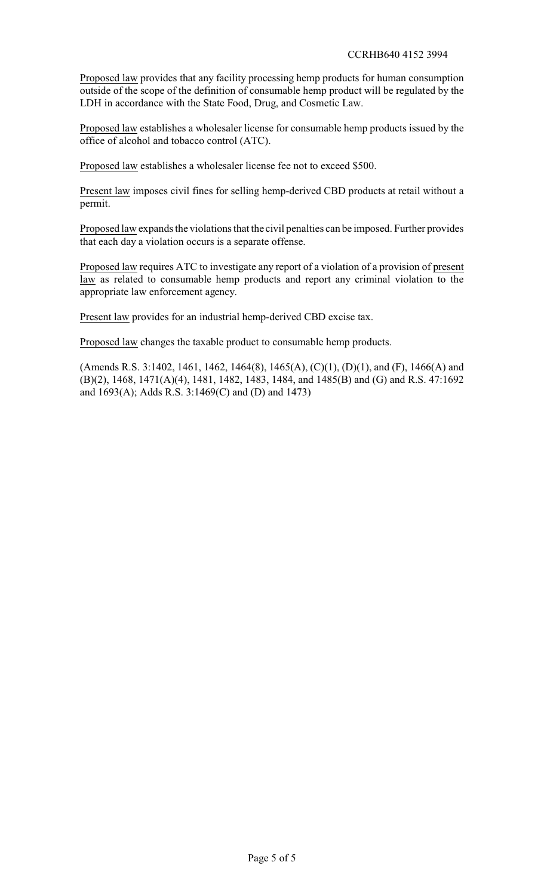Proposed law provides that any facility processing hemp products for human consumption outside of the scope of the definition of consumable hemp product will be regulated by the LDH in accordance with the State Food, Drug, and Cosmetic Law.

Proposed law establishes a wholesaler license for consumable hemp products issued by the office of alcohol and tobacco control (ATC).

Proposed law establishes a wholesaler license fee not to exceed $500.

Present law imposes civil fines for selling hemp-derived CBD products at retail without a permit.

Proposed law expands the violations that the civil penalties can be imposed. Further provides that each day a violation occurs is a separate offense.

Proposed law requires ATC to investigate any report of a violation of a provision of present law as related to consumable hemp products and report any criminal violation to the appropriate law enforcement agency.

Present law provides for an industrial hemp-derived CBD excise tax.

Proposed law changes the taxable product to consumable hemp products.

(Amends R.S. 3:1402, 1461, 1462, 1464(8), 1465(A), (C)(1), (D)(1), and (F), 1466(A) and (B)(2), 1468, 1471(A)(4), 1481, 1482, 1483, 1484, and 1485(B) and (G) and R.S. 47:1692 and 1693(A); Adds R.S. 3:1469(C) and (D) and 1473)